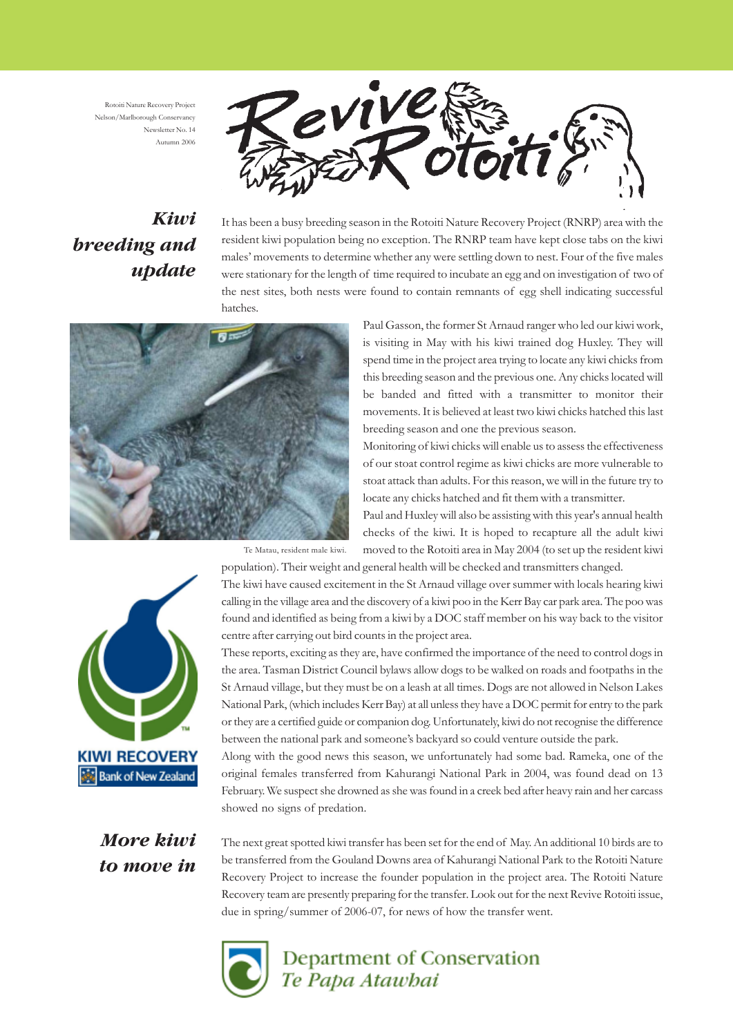Rotoiti Nature Recovery Project
Nelson/Marlborough Conservancy
Newsletter No. 14
Autumn 2006

# Revive Rotoiti

## *Kiwi breeding and update*

It has been a busy breeding season in the Rotoiti Nature Recovery Project (RNRP) area with the resident kiwi population being no exception. The RNRP team have kept close tabs on the kiwi males' movements to determine whether any were settling down to nest. Four of the five males were stationary for the length of time required to incubate an egg and on investigation of two of the nest sites, both nests were found to contain remnants of egg shell indicating successful hatches.

Te Matau, resident male kiwi.

Paul Gasson, the former St Arnaud ranger who led our kiwi work, is visiting in May with his kiwi trained dog Huxley. They will spend time in the project area trying to locate any kiwi chicks from this breeding season and the previous one. Any chicks located will be banded and fitted with a transmitter to monitor their movements. It is believed at least two kiwi chicks hatched this last breeding season and one the previous season.

Monitoring of kiwi chicks will enable us to assess the effectiveness of our stoat control regime as kiwi chicks are more vulnerable to stoat attack than adults. For this reason, we will in the future try to locate any chicks hatched and fit them with a transmitter.

Paul and Huxley will also be assisting with this year's annual health checks of the kiwi. It is hoped to recapture all the adult kiwi moved to the Rotoiti area in May 2004 (to set up the resident kiwi population). Their weight and general health will be checked and transmitters changed.

The kiwi have caused excitement in the St Arnaud village over summer with locals hearing kiwi calling in the village area and the discovery of a kiwi poo in the Kerr Bay car park area. The poo was found and identified as being from a kiwi by a DOC staff member on his way back to the visitor centre after carrying out bird counts in the project area.

These reports, exciting as they are, have confirmed the importance of the need to control dogs in the area. Tasman District Council bylaws allow dogs to be walked on roads and footpaths in the St Arnaud village, but they must be on a leash at all times. Dogs are not allowed in Nelson Lakes National Park, (which includes Kerr Bay) at all unless they have a DOC permit for entry to the park or they are a certified guide or companion dog. Unfortunately, kiwi do not recognise the difference between the national park and someone's backyard so could venture outside the park.

Along with the good news this season, we unfortunately had some bad. Rameka, one of the original females transferred from Kahurangi National Park in 2004, was found dead on 13 February. We suspect she drowned as she was found in a creek bed after heavy rain and her carcass showed no signs of predation.

KIWI RECOVERY
Bank of New Zealand

## *More kiwi to move in*

The next great spotted kiwi transfer has been set for the end of May. An additional 10 birds are to be transferred from the Gouland Downs area of Kahurangi National Park to the Rotoiti Nature Recovery Project to increase the founder population in the project area. The Rotoiti Nature Recovery team are presently preparing for the transfer. Look out for the next Revive Rotoiti issue, due in spring/summer of 2006-07, for news of how the transfer went.

Department of Conservation
*Te Papa Atawhai*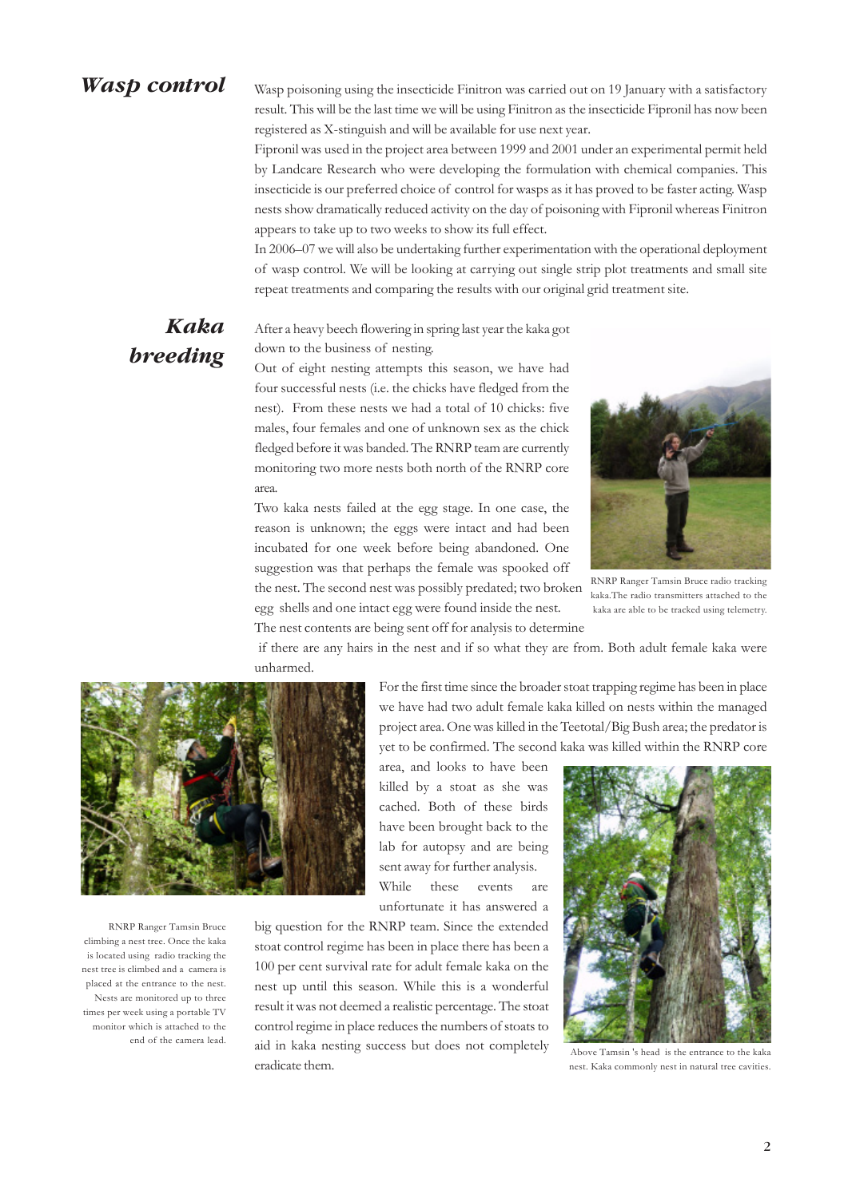## *Wasp control*

Wasp poisoning using the insecticide Finitron was carried out on 19 January with a satisfactory result. This will be the last time we will be using Finitron as the insecticide Fipronil has now been registered as X-stinguish and will be available for use next year.

Fipronil was used in the project area between 1999 and 2001 under an experimental permit held by Landcare Research who were developing the formulation with chemical companies. This insecticide is our preferred choice of control for wasps as it has proved to be faster acting. Wasp nests show dramatically reduced activity on the day of poisoning with Fipronil whereas Finitron appears to take up to two weeks to show its full effect.

In 2006–07 we will also be undertaking further experimentation with the operational deployment of wasp control. We will be looking at carrying out single strip plot treatments and small site repeat treatments and comparing the results with our original grid treatment site.

## *Kaka breeding*

After a heavy beech flowering in spring last year the kaka got down to the business of nesting.

Out of eight nesting attempts this season, we have had four successful nests (i.e. the chicks have fledged from the nest). From these nests we had a total of 10 chicks: five males, four females and one of unknown sex as the chick fledged before it was banded. The RNRP team are currently monitoring two more nests both north of the RNRP core area.

Two kaka nests failed at the egg stage. In one case, the reason is unknown; the eggs were intact and had been incubated for one week before being abandoned. One suggestion was that perhaps the female was spooked off the nest. The second nest was possibly predated; two broken egg shells and one intact egg were found inside the nest. The nest contents are being sent off for analysis to determine if there are any hairs in the nest and if so what they are from. Both adult female kaka were unharmed.

RNRP Ranger Tamsin Bruce radio tracking kaka.The radio transmitters attached to the kaka are able to be tracked using telemetry.

For the first time since the broader stoat trapping regime has been in place we have had two adult female kaka killed on nests within the managed project area. One was killed in the Teetotal/Big Bush area; the predator is yet to be confirmed. The second kaka was killed within the RNRP core area, and looks to have been killed by a stoat as she was cached. Both of these birds have been brought back to the lab for autopsy and are being sent away for further analysis.

While these events are unfortunate it has answered a big question for the RNRP team. Since the extended stoat control regime has been in place there has been a 100 per cent survival rate for adult female kaka on the nest up until this season. While this is a wonderful result it was not deemed a realistic percentage. The stoat control regime in place reduces the numbers of stoats to aid in kaka nesting success but does not completely eradicate them.

RNRP Ranger Tamsin Bruce climbing a nest tree. Once the kaka is located using radio tracking the nest tree is climbed and a camera is placed at the entrance to the nest. Nests are monitored up to three times per week using a portable TV monitor which is attached to the end of the camera lead.

Above Tamsin 's head is the entrance to the kaka nest. Kaka commonly nest in natural tree cavities.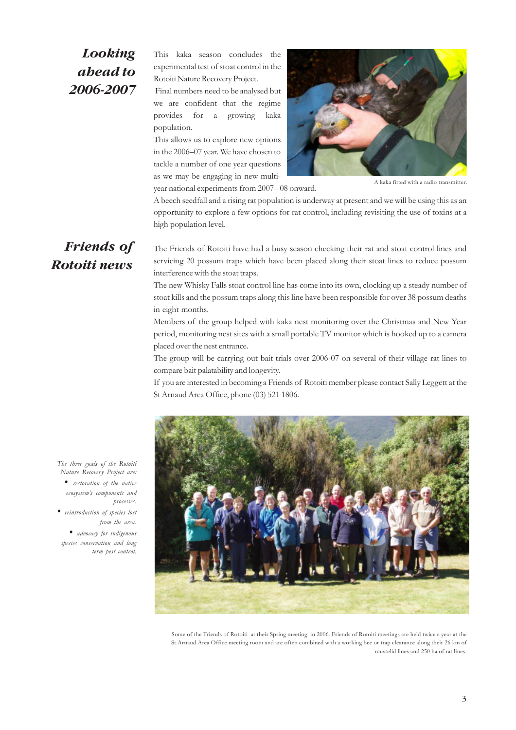## Looking ahead to 2006-2007

This kaka season concludes the experimental test of stoat control in the Rotoiti Nature Recovery Project.

Final numbers need to be analysed but we are confident that the regime provides for a growing kaka population.

This allows us to explore new options in the 2006–07 year. We have chosen to tackle a number of one year questions as we may be engaging in new multi-year national experiments from 2007– 08 onward.

A kaka fitted with a radio transmitter.

A beech seedfall and a rising rat population is underway at present and we will be using this as an opportunity to explore a few options for rat control, including revisiting the use of toxins at a high population level.

## Friends of Rotoiti news

The Friends of Rotoiti have had a busy season checking their rat and stoat control lines and servicing 20 possum traps which have been placed along their stoat lines to reduce possum interference with the stoat traps.

The new Whisky Falls stoat control line has come into its own, clocking up a steady number of stoat kills and the possum traps along this line have been responsible for over 38 possum deaths in eight months.

Members of the group helped with kaka nest monitoring over the Christmas and New Year period, monitoring nest sites with a small portable TV monitor which is hooked up to a camera placed over the nest entrance.

The group will be carrying out bait trials over 2006-07 on several of their village rat lines to compare bait palatability and longevity.

If you are interested in becoming a Friends of Rotoiti member please contact Sally Leggett at the St Arnaud Area Office, phone (03) 521 1806.

*The three goals of the Rotoiti Nature Recovery Project are:*

- *restoration of the native ecosystem's components and processes.*
- *reintroduction of species lost from the area.*
- *advocacy for indigenous species conservation and long term pest control.*

Some of the Friends of Rotoiti at their Spring meeting in 2006. Friends of Rotoiti meetings are held twice a year at the St Arnaud Area Office meeting room and are often combined with a working bee or trap clearance along their 26 km of mustelid lines and 250 ha of rat lines.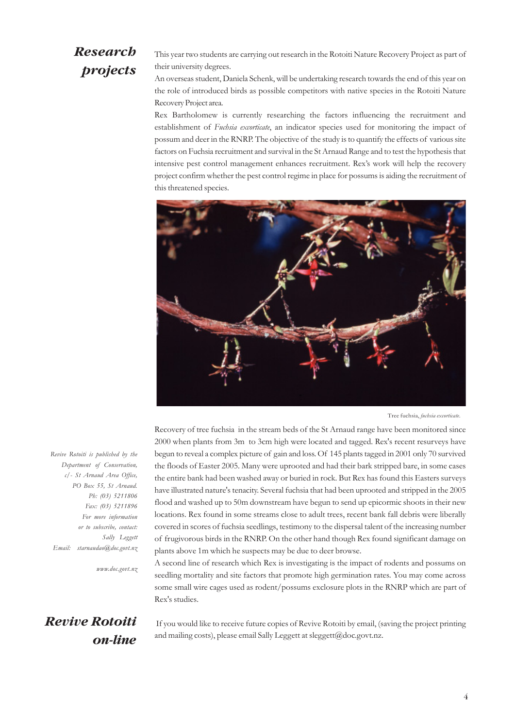## Research projects

This year two students are carrying out research in the Rotoiti Nature Recovery Project as part of their university degrees.

An overseas student, Daniela Schenk, will be undertaking research towards the end of this year on the role of introduced birds as possible competitors with native species in the Rotoiti Nature Recovery Project area.

Rex Bartholomew is currently researching the factors influencing the recruitment and establishment of *Fuchsia excorticate*, an indicator species used for monitoring the impact of possum and deer in the RNRP. The objective of the study is to quantify the effects of various site factors on Fuchsia recruitment and survival in the St Arnaud Range and to test the hypothesis that intensive pest control management enhances recruitment. Rex's work will help the recovery project confirm whether the pest control regime in place for possums is aiding the recruitment of this threatened species.

Tree fuchsia, *fuchsia excorticate*.

Recovery of tree fuchsia in the stream beds of the St Arnaud range have been monitored since 2000 when plants from 3m to 3cm high were located and tagged. Rex's recent resurveys have begun to reveal a complex picture of gain and loss. Of 145 plants tagged in 2001 only 70 survived the floods of Easter 2005. Many were uprooted and had their bark stripped bare, in some cases the entire bank had been washed away or buried in rock. But Rex has found this Easters surveys have illustrated nature's tenacity. Several fuchsia that had been uprooted and stripped in the 2005 flood and washed up to 50m downstream have begun to send up epicormic shoots in their new locations. Rex found in some streams close to adult trees, recent bank fall debris were liberally covered in scores of fuchsia seedlings, testimony to the dispersal talent of the increasing number of frugivorous birds in the RNRP. On the other hand though Rex found significant damage on plants above 1m which he suspects may be due to deer browse.

A second line of research which Rex is investigating is the impact of rodents and possums on seedling mortality and site factors that promote high germination rates. You may come across some small wire cages used as rodent/possums exclosure plots in the RNRP which are part of Rex's studies.

*Revive Rotoiti is published by the Department of Conservation, c/- St Arnaud Area Office, PO Box 55, St Arnaud. Ph: (03) 5211806 Fax: (03) 5211896 For more information or to subscribe, contact: Sally Leggett Email: starnaudao@doc.govt.nz*

*www.doc.govt.nz*

## Revive Rotoiti on-line

If you would like to receive future copies of Revive Rotoiti by email, (saving the project printing and mailing costs), please email Sally Leggett at sleggett@doc.govt.nz.